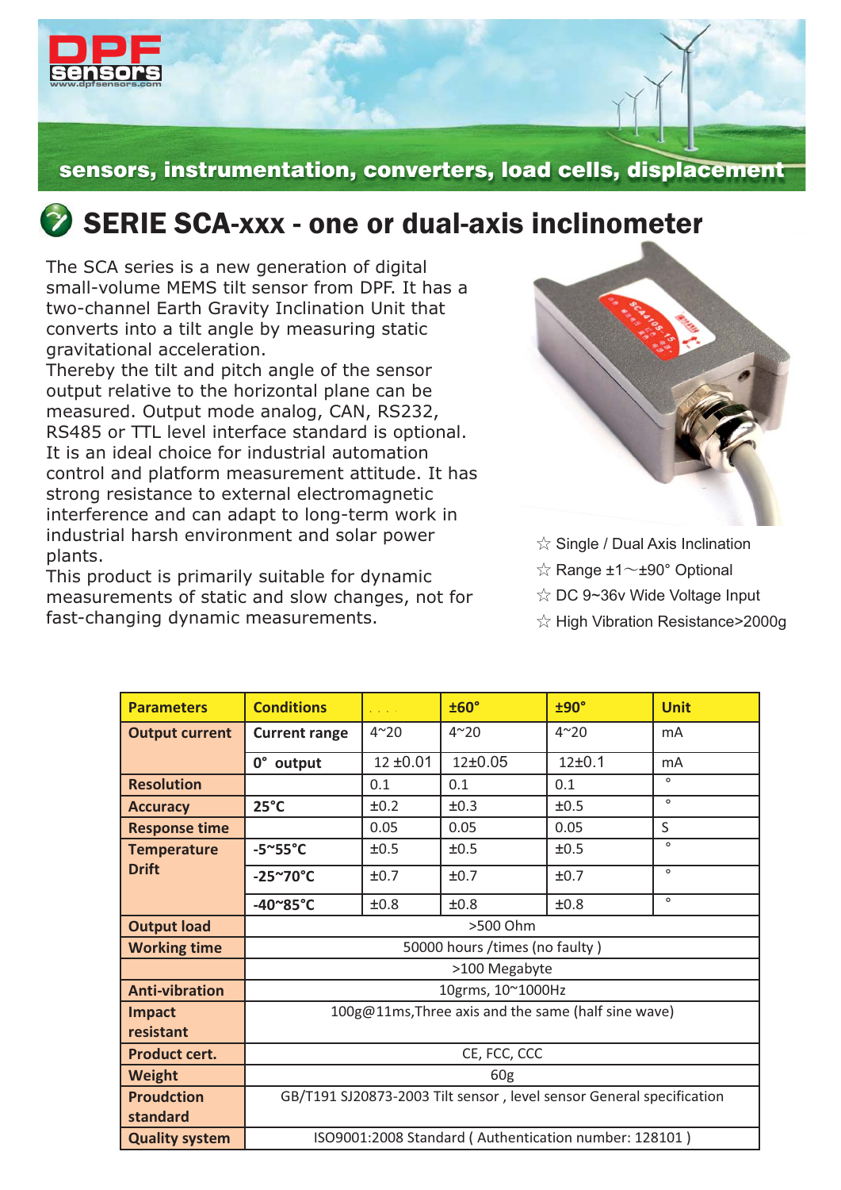sensors, instrumentation, converters, load cells, displacement

# SERIE SCA-xxx - one or dual-axis inclinometer

The SCA series is a new generation of digital small-volume MEMS tilt sensor from DPF. It has a two-channel Earth Gravity Inclination Unit that converts into a tilt angle by measuring static gravitational acceleration.
Thereby the tilt and pitch angle of the sensor output relative to the horizontal plane can be measured. Output mode analog, CAN, RS232, RS485 or TTL level interface standard is optional. It is an ideal choice for industrial automation control and platform measurement attitude. It has strong resistance to external electromagnetic interference and can adapt to long-term work in industrial harsh environment and solar power plants.
This product is primarily suitable for dynamic measurements of static and slow changes, not for fast-changing dynamic measurements.

- ☆ Single / Dual Axis Inclination
- ☆ Range ±1～±90° Optional
- ☆ DC 9~36v Wide Voltage Input
- ☆ High Vibration Resistance>2000g

| Parameters | Conditions | . . . . | ±60° | ±90° | Unit |
|---|---|---|---|---|---|
| Output current | Current range | 4~20 | 4~20 | 4~20 | mA |
| | 0° output | 12 ±0.01 | 12±0.05 | 12±0.1 | mA |
| Resolution | | 0.1 | 0.1 | 0.1 | ° |
| Accuracy | 25°C | ±0.2 | ±0.3 | ±0.5 | ° |
| Response time | | 0.05 | 0.05 | 0.05 | S |
| Temperature Drift | -5~55°C | ±0.5 | ±0.5 | ±0.5 | ° |
| | -25~70°C | ±0.7 | ±0.7 | ±0.7 | ° |
| | -40~85°C | ±0.8 | ±0.8 | ±0.8 | ° |
| Output load | >500 Ohm | | | | |
| Working time | 50000 hours /times (no faulty ) | | | | |
| | >100 Megabyte | | | | |
| Anti-vibration | 10grms, 10~1000Hz | | | | |
| Impact resistant | 100g@11ms,Three axis and the same (half sine wave) | | | | |
| Product cert. | CE, FCC, CCC | | | | |
| Weight | 60g | | | | |
| Proudction standard | GB/T191 SJ20873-2003 Tilt sensor , level sensor General specification | | | | |
| Quality system | ISO9001:2008 Standard ( Authentication number: 128101 ) | | | | |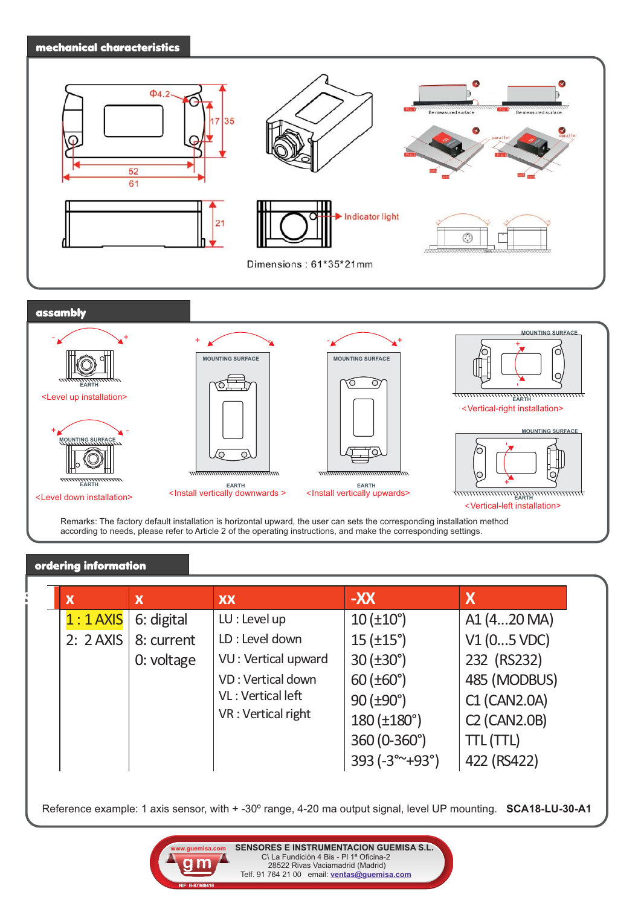## mechanical characteristics

Φ4.2

17 35

52

61

21

Indicator light

Be measured surface

Be measured surface

parallel

parallel

Dimensions : 61*35*21mm

## assambly

<Level up installation>

<Level down installation>

MOUNTING SURFACE

EARTH

<Install vertically downwards >

<Install vertically upwards>

<Vertical-right installation>

<Vertical-left installation>

Remarks: The factory default installation is horizontal upward, the user can sets the corresponding installation method according to needs, please refer to Article 2 of the operating instructions, and make the corresponding settings.

## ordering information

| X | X | XX | -XX | X |
|---|---|---|---|---|
| 1 : 1 AXIS | 6: digital | LU : Level up | 10 (±10°) | A1 (4...20 MA) |
| 2: 2 AXIS | 8: current | LD : Level down | 15 (±15°) | V1 (0...5 VDC) |
| | 0: voltage | VU : Vertical upward | 30 (±30°) | 232 (RS232) |
| | | VD : Vertical down | 60 (±60°) | 485 (MODBUS) |
| | | VL : Vertical left | 90 (±90°) | C1 (CAN2.0A) |
| | | VR : Vertical right | 180 (±180°) | C2 (CAN2.0B) |
| | | | 360 (0-360°) | TTL (TTL) |
| | | | 393 (-3°~+93°) | 422 (RS422) |

Reference example: 1 axis sensor, with + -30º range, 4-20 ma output signal, level UP mounting. **SCA18-LU-30-A1**

www.guemisa.com

**SENSORES E INSTRUMENTACION GUEMISA S.L.**
C\ La Fundición 4 Bis - Pl 1ª Oficina-2
28522 Rivas Vaciamadrid (Madrid)
Telf. 91 764 21 00 email: ventas@guemisa.com

NIF: B-87969416